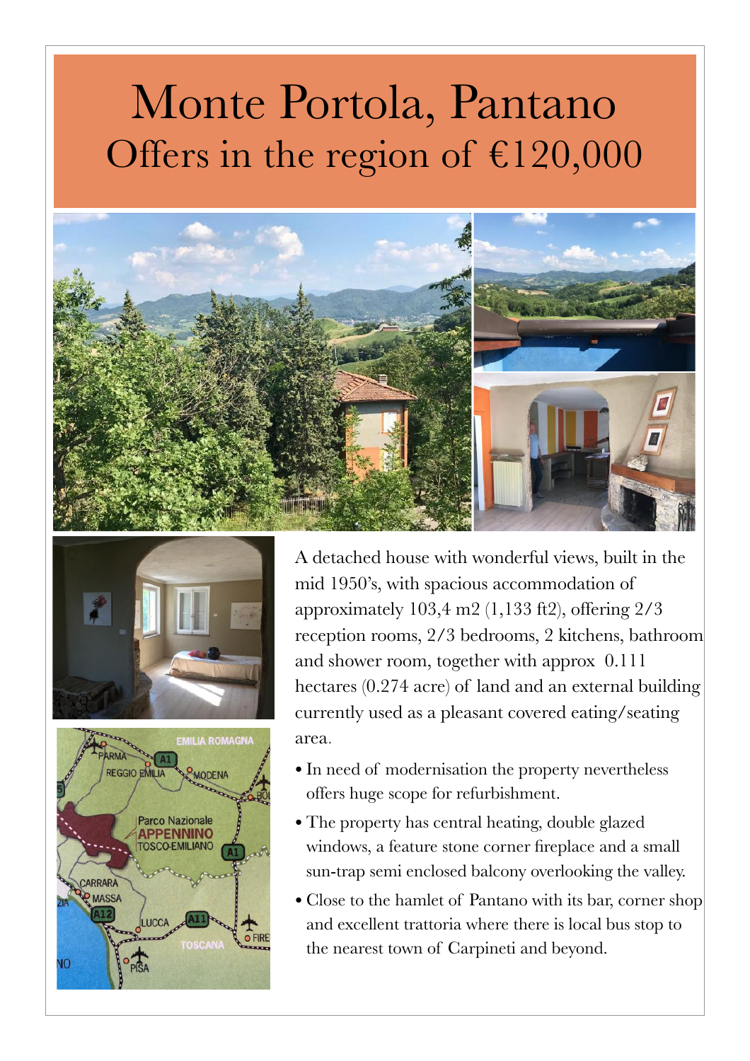# Monte Portola, Pantano

## Offers in the region of €120,000

A detached house with wonderful views, built in the mid 1950's, with spacious accommodation of approximately 103,4 m2 (1,133 ft2), offering 2/3 reception rooms, 2/3 bedrooms, 2 kitchens, bathroom and shower room, together with approx 0.111 hectares (0.274 acre) of land and an external building currently used as a pleasant covered eating/seating area.

- In need of modernisation the property nevertheless offers huge scope for refurbishment.
- The property has central heating, double glazed windows, a feature stone corner fireplace and a small sun-trap semi enclosed balcony overlooking the valley.
- Close to the hamlet of Pantano with its bar, corner shop and excellent trattoria where there is local bus stop to the nearest town of Carpineti and beyond.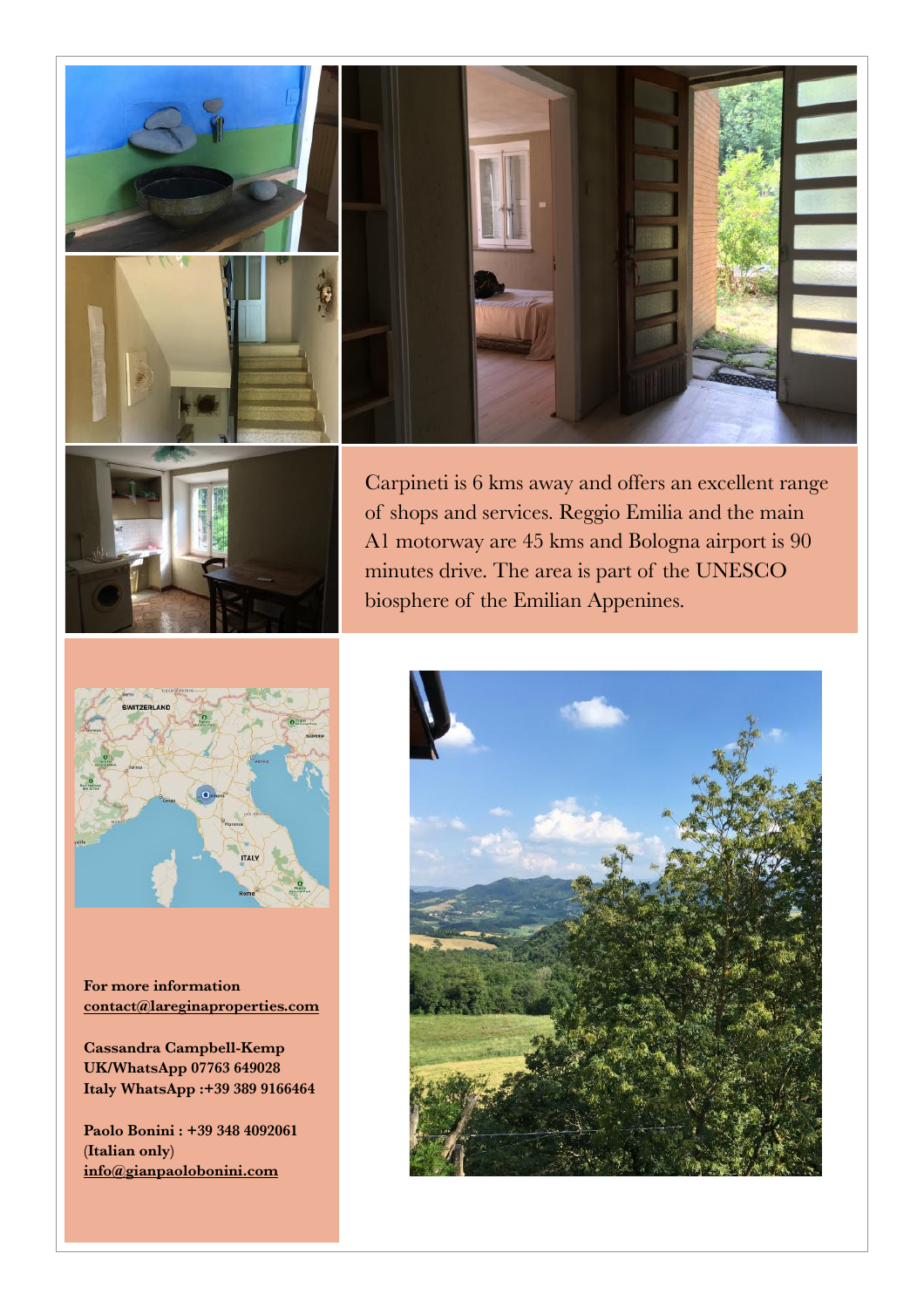Carpineti is 6 kms away and offers an excellent range of shops and services. Reggio Emilia and the main A1 motorway are 45 kms and Bologna airport is 90 minutes drive. The area is part of the UNESCO biosphere of the Emilian Appenines.

**For more information**
**contact@lareginaproperties.com**

**Cassandra Campbell-Kemp**
**UK/WhatsApp 07763 649028**
**Italy WhatsApp :+39 389 9166464**

**Paolo Bonini : +39 348 4092061**
**(Italian only)**
**info@gianpaolobonini.com**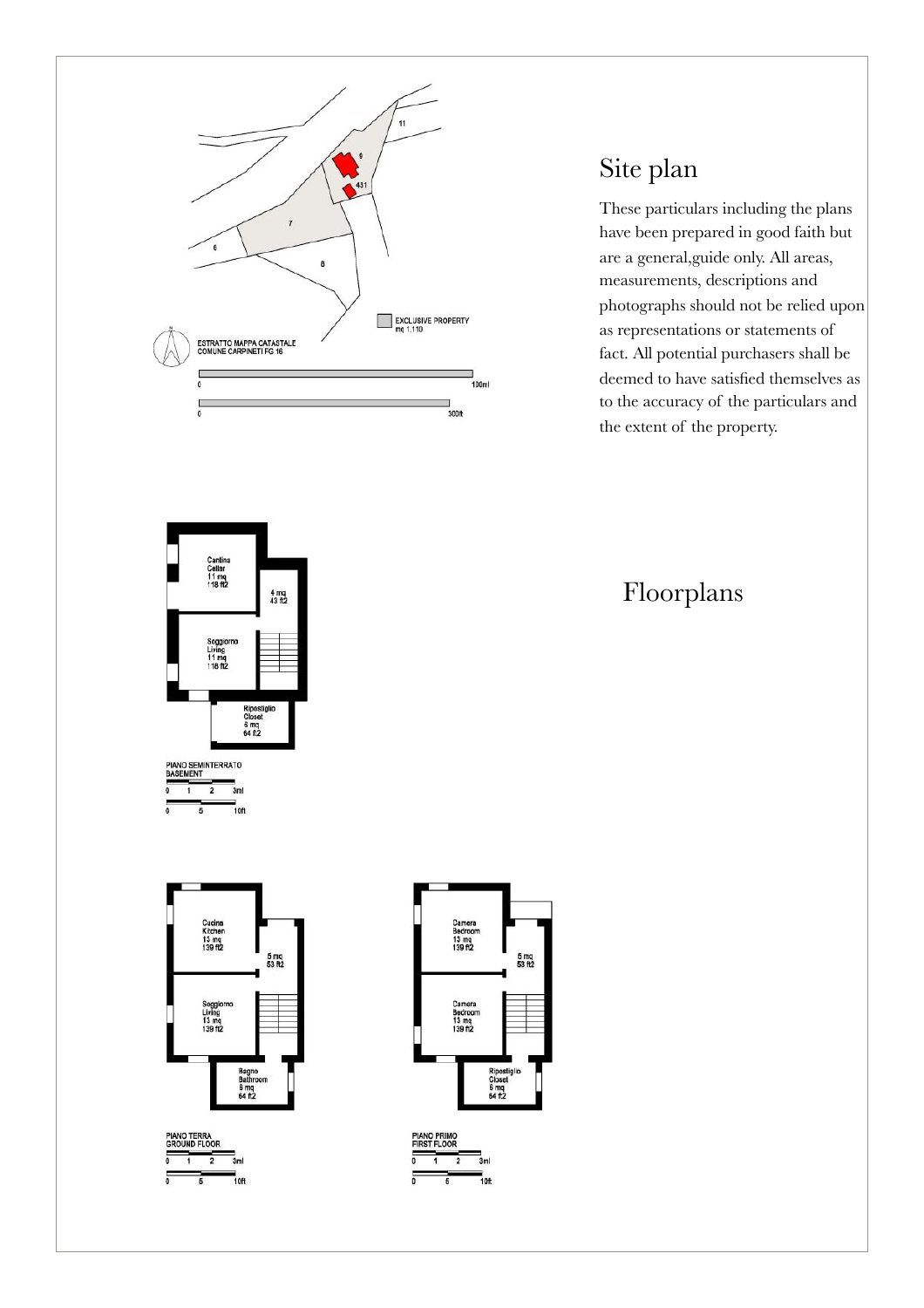## Site plan

These particulars including the plans have been prepared in good faith but are a general,guide only. All areas, measurements, descriptions and photographs should not be relied upon as representations or statements of fact. All potential purchasers shall be deemed to have satisfied themselves as to the accuracy of the particulars and the extent of the property.

11
9
431
7
6
8

EXCLUSIVE PROPERTY
mq 1.110

N

ESTRATTO MAPPA CATASTALE
COMUNE CARPINETI FG 16

0 100ml
0 300ft

## Floorplans

Cantina
Cellar
11 mq
118 ft2

4 mq
43 ft2

Soggiorno
Living
11 mq
118 ft2

Ripostiglio
Closet
6 mq
64 ft2

PIANO SEMINTERRATO
BASEMENT

0 1 2 3ml
0 5 10ft

Cucina
Kitchen
13 mq
139 ft2

5 mq
53 ft2

Soggiorno
Living
13 mq
139 ft2

Bagno
Bathroom
6 mq
64 ft2

PIANO TERRA
GROUND FLOOR

0 1 2 3ml
0 5 10ft

Camera
Bedroom
13 mq
139 ft2

5 mq
53 ft2

Camera
Bedroom
13 mq
139 ft2

Ripostiglio
Closet
6 mq
64 ft2

PIANO PRIMO
FIRST FLOOR

0 1 2 3ml
0 5 10ft